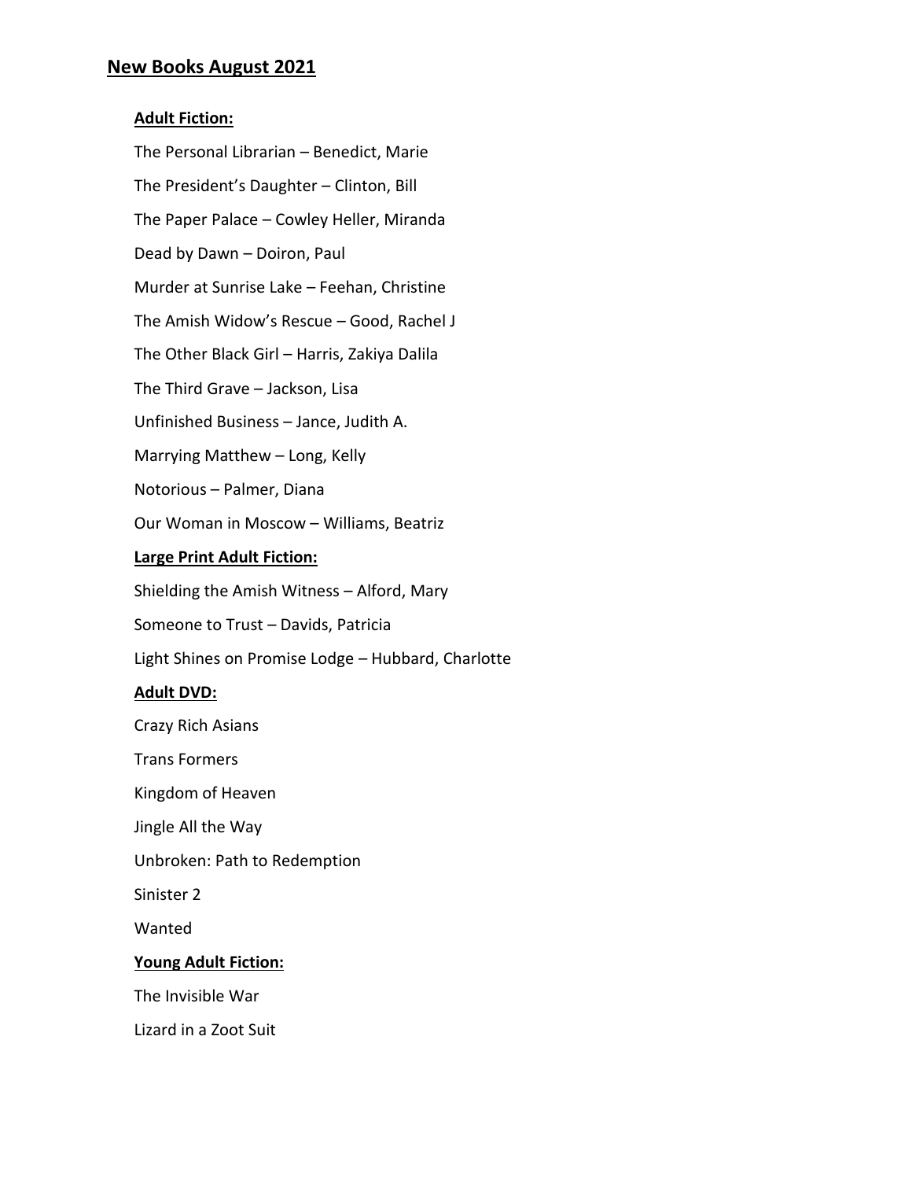## New Books August 2021

### Adult Fiction:

The Personal Librarian – Benedict, Marie

The President's Daughter – Clinton, Bill

The Paper Palace – Cowley Heller, Miranda

Dead by Dawn – Doiron, Paul

Murder at Sunrise Lake – Feehan, Christine

The Amish Widow's Rescue – Good, Rachel J

The Other Black Girl – Harris, Zakiya Dalila

The Third Grave – Jackson, Lisa

Unfinished Business – Jance, Judith A.

Marrying Matthew – Long, Kelly

Notorious – Palmer, Diana

Our Woman in Moscow – Williams, Beatriz

### Large Print Adult Fiction:

Shielding the Amish Witness – Alford, Mary

Someone to Trust – Davids, Patricia

Light Shines on Promise Lodge – Hubbard, Charlotte

### Adult DVD:

Crazy Rich Asians

Trans Formers

Kingdom of Heaven

Jingle All the Way

Unbroken: Path to Redemption

Sinister 2

Wanted

### Young Adult Fiction:

The Invisible War

Lizard in a Zoot Suit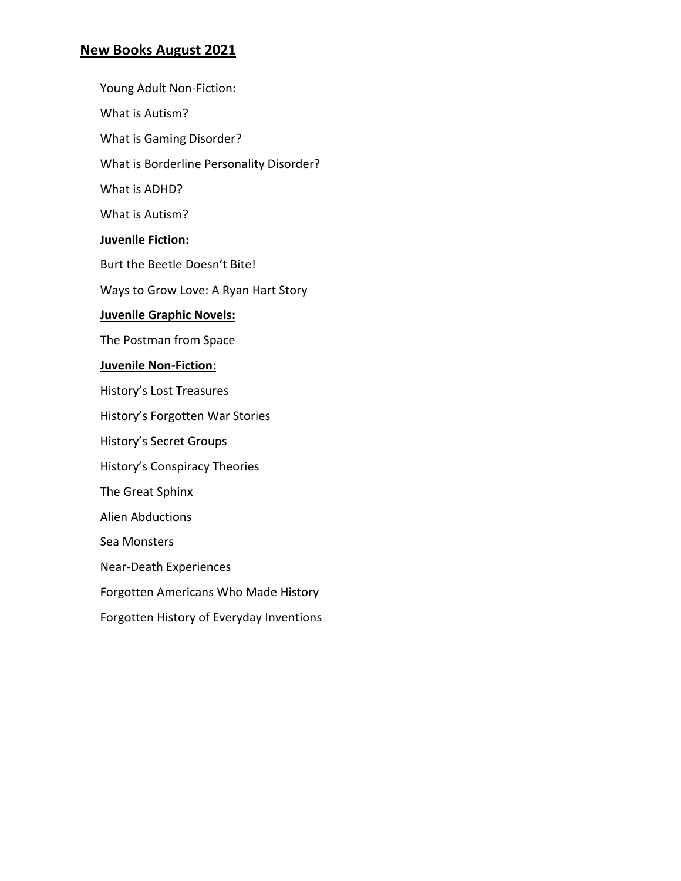## New Books August 2021

Young Adult Non-Fiction:

What is Autism?

What is Gaming Disorder?

What is Borderline Personality Disorder?

What is ADHD?

What is Autism?

**Juvenile Fiction:**

Burt the Beetle Doesn't Bite!

Ways to Grow Love: A Ryan Hart Story

**Juvenile Graphic Novels:**

The Postman from Space

**Juvenile Non-Fiction:**

History's Lost Treasures

History's Forgotten War Stories

History's Secret Groups

History's Conspiracy Theories

The Great Sphinx

Alien Abductions

Sea Monsters

Near-Death Experiences

Forgotten Americans Who Made History

Forgotten History of Everyday Inventions